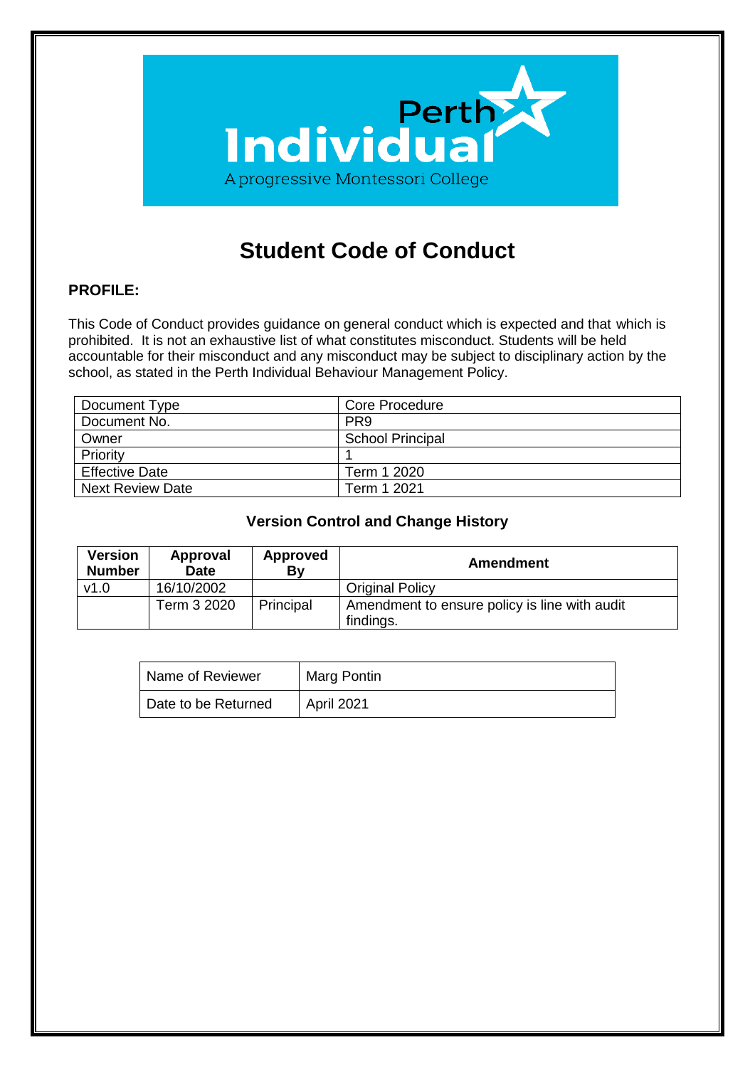# Student Code of Conduct

## PROFILE:

This Code of Conduct provides guidance on general conduct which is expected and that which is prohibited. It is not an exhaustive list of what constitutes misconduct. Students will be held accountable for their misconduct and any misconduct may be subject to disciplinary action by the school, as stated in the Perth Individual Behaviour Management Policy.

| Document Type | Core Procedure |
|---|---|
| Document No. | PR9 |
| Owner | School Principal |
| Priority | 1 |
| Effective Date | Term 1 2020 |
| Next Review Date | Term 1 2021 |

### Version Control and Change History

| Version Number | Approval Date | Approved By | Amendment |
|---|---|---|---|
| v1.0 | 16/10/2002 | | Original Policy |
| | Term 3 2020 | Principal | Amendment to ensure policy is line with audit findings. |

| Name of Reviewer | Marg Pontin |
|---|---|
| Date to be Returned | April 2021 |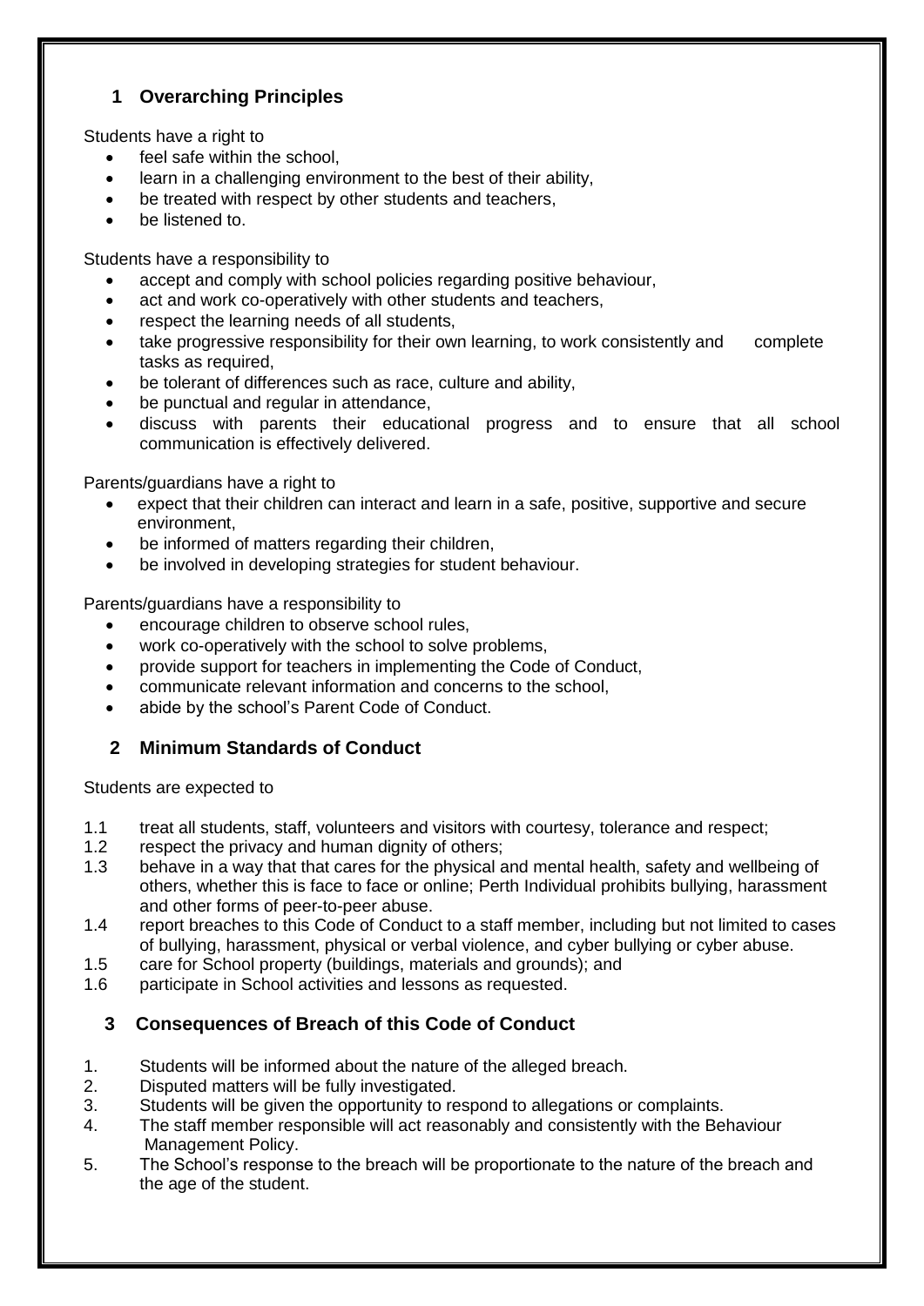## 1 Overarching Principles

Students have a right to

- feel safe within the school,
- learn in a challenging environment to the best of their ability,
- be treated with respect by other students and teachers,
- be listened to.

Students have a responsibility to

- accept and comply with school policies regarding positive behaviour,
- act and work co-operatively with other students and teachers,
- respect the learning needs of all students,
- take progressive responsibility for their own learning, to work consistently and complete tasks as required,
- be tolerant of differences such as race, culture and ability,
- be punctual and regular in attendance,
- discuss with parents their educational progress and to ensure that all school communication is effectively delivered.

Parents/guardians have a right to

- expect that their children can interact and learn in a safe, positive, supportive and secure environment,
- be informed of matters regarding their children,
- be involved in developing strategies for student behaviour.

Parents/guardians have a responsibility to

- encourage children to observe school rules,
- work co-operatively with the school to solve problems,
- provide support for teachers in implementing the Code of Conduct,
- communicate relevant information and concerns to the school,
- abide by the school's Parent Code of Conduct.

## 2 Minimum Standards of Conduct

Students are expected to

1.1 treat all students, staff, volunteers and visitors with courtesy, tolerance and respect;
1.2 respect the privacy and human dignity of others;
1.3 behave in a way that that cares for the physical and mental health, safety and wellbeing of others, whether this is face to face or online; Perth Individual prohibits bullying, harassment and other forms of peer-to-peer abuse.
1.4 report breaches to this Code of Conduct to a staff member, including but not limited to cases of bullying, harassment, physical or verbal violence, and cyber bullying or cyber abuse.
1.5 care for School property (buildings, materials and grounds); and
1.6 participate in School activities and lessons as requested.

## 3 Consequences of Breach of this Code of Conduct

1. Students will be informed about the nature of the alleged breach.
2. Disputed matters will be fully investigated.
3. Students will be given the opportunity to respond to allegations or complaints.
4. The staff member responsible will act reasonably and consistently with the Behaviour Management Policy.
5. The School's response to the breach will be proportionate to the nature of the breach and the age of the student.